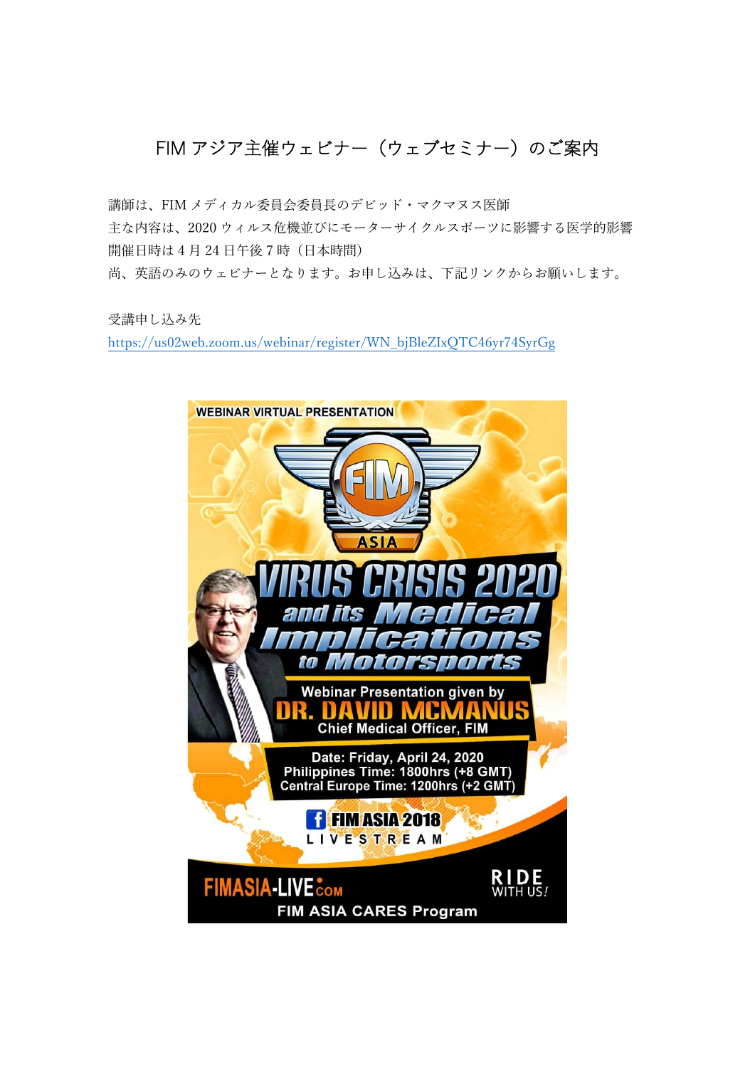# FIM アジア主催ウェビナー（ウェブセミナー）のご案内

講師は、FIM メディカル委員会委員長のデビッド・マクマヌス医師
主な内容は、2020 ウィルス危機並びにモーターサイクルスポーツに影響する医学的影響
開催日時は 4 月 24 日午後 7 時（日本時間）
尚、英語のみのウェビナーとなります。お申し込みは、下記リンクからお願いします。

受講申し込み先
https://us02web.zoom.us/webinar/register/WN_bjBleZIxQTC46yr74SyrGg

WEBINAR VIRTUAL PRESENTATION

FIM ASIA

**VIRUS CRISIS 2020 and its Medical Implications to Motorsports**

Webinar Presentation given by
**DR. DAVID MCMANUS**
Chief Medical Officer, FIM

Date: Friday, April 24, 2020
Philippines Time: 1800hrs (+8 GMT)
Central Europe Time: 1200hrs (+2 GMT)

FIM ASIA 2018 LIVESTREAM

FIMASIA-LIVE.COM

RIDE WITH US!

FIM ASIA CARES Program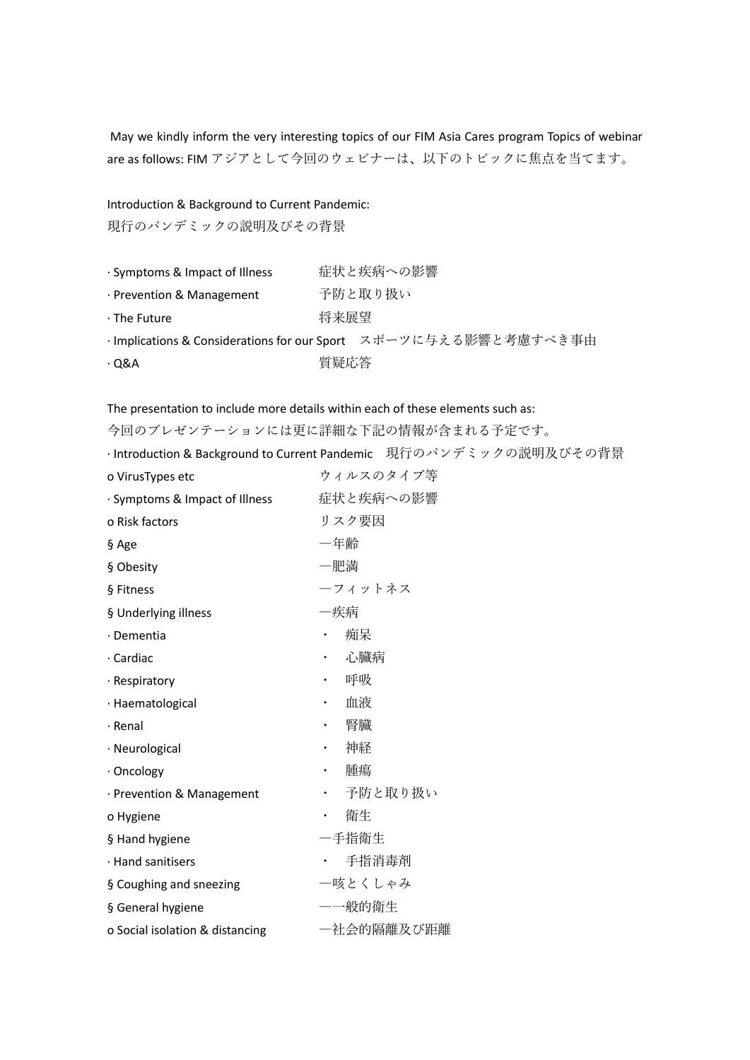May we kindly inform the very interesting topics of our FIM Asia Cares program Topics of webinar are as follows: FIM アジアとして今回のウェビナーは、以下のトピックに焦点を当てます。

Introduction & Background to Current Pandemic:
現行のパンデミックの説明及びその背景

· Symptoms & Impact of Illness　症状と疾病への影響
· Prevention & Management　予防と取り扱い
· The Future　将来展望
· Implications & Considerations for our Sport　スポーツに与える影響と考慮すべき事由
· Q&A　質疑応答

The presentation to include more details within each of these elements such as:
今回のプレゼンテーションには更に詳細な下記の情報が含まれる予定です。

· Introduction & Background to Current Pandemic　現行のパンデミックの説明及びその背景
o VirusTypes etc　ウィルスのタイプ等
· Symptoms & Impact of Illness　症状と疾病への影響
o Risk factors　リスク要因
§ Age　―年齢
§ Obesity　―肥満
§ Fitness　―フィットネス
§ Underlying illness　―疾病
· Dementia　・ 痴呆
· Cardiac　・ 心臓病
· Respiratory　・ 呼吸
· Haematological　・ 血液
· Renal　・ 腎臓
· Neurological　・ 神経
· Oncology　・ 腫瘍
· Prevention & Management　・ 予防と取り扱い
o Hygiene　・ 衛生
§ Hand hygiene　―手指衛生
· Hand sanitisers　・ 手指消毒剤
§ Coughing and sneezing　―咳とくしゃみ
§ General hygiene　――般的衛生
o Social isolation & distancing　―社会的隔離及び距離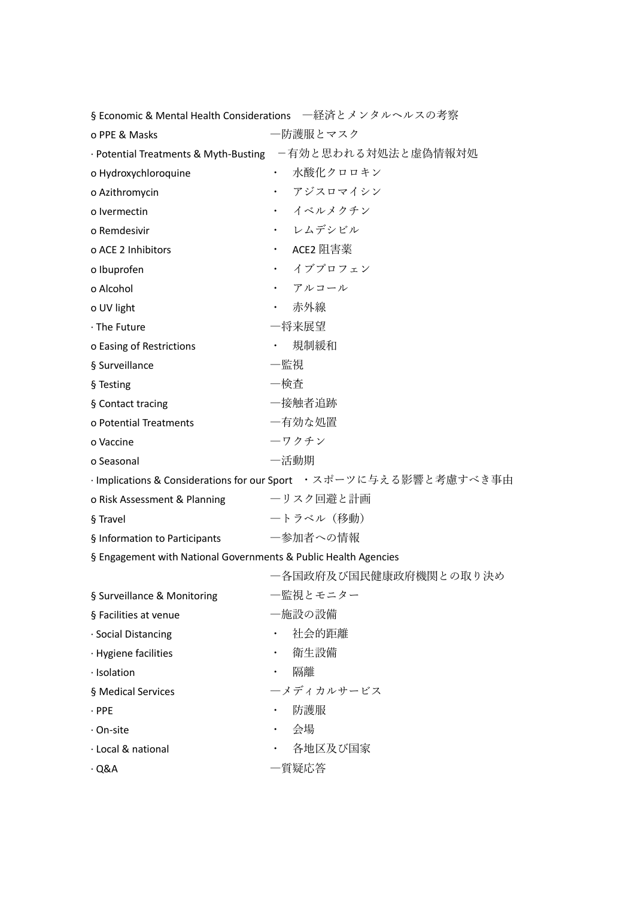§ Economic & Mental Health Considerations　―経済とメンタルヘルスの考察

o PPE & Masks　―防護服とマスク

· Potential Treatments & Myth-Busting　－有効と思われる対処法と虚偽情報対処

o Hydroxychloroquine　・　水酸化クロロキン

o Azithromycin　・　アジスロマイシン

o Ivermectin　・　イベルメクチン

o Remdesivir　・　レムデシビル

o ACE 2 Inhibitors　・　ACE2 阻害薬

o Ibuprofen　・　イブプロフェン

o Alcohol　・　アルコール

o UV light　・　赤外線

· The Future　―将来展望

o Easing of Restrictions　・　規制緩和

§ Surveillance　―監視

§ Testing　―検査

§ Contact tracing　―接触者追跡

o Potential Treatments　―有効な処置

o Vaccine　―ワクチン

o Seasonal　―活動期

· Implications & Considerations for our Sport　・スポーツに与える影響と考慮すべき事由

o Risk Assessment & Planning　―リスク回避と計画

§ Travel　―トラベル（移動）

§ Information to Participants　―参加者への情報

§ Engagement with National Governments & Public Health Agencies

―各国政府及び国民健康政府機関との取り決め

§ Surveillance & Monitoring　―監視とモニター

§ Facilities at venue　―施設の設備

· Social Distancing　・　社会的距離

· Hygiene facilities　・　衛生設備

· Isolation　・　隔離

§ Medical Services　―メディカルサービス

· PPE　・　防護服

· On-site　・　会場

· Local & national　・　各地区及び国家

· Q&A　―質疑応答